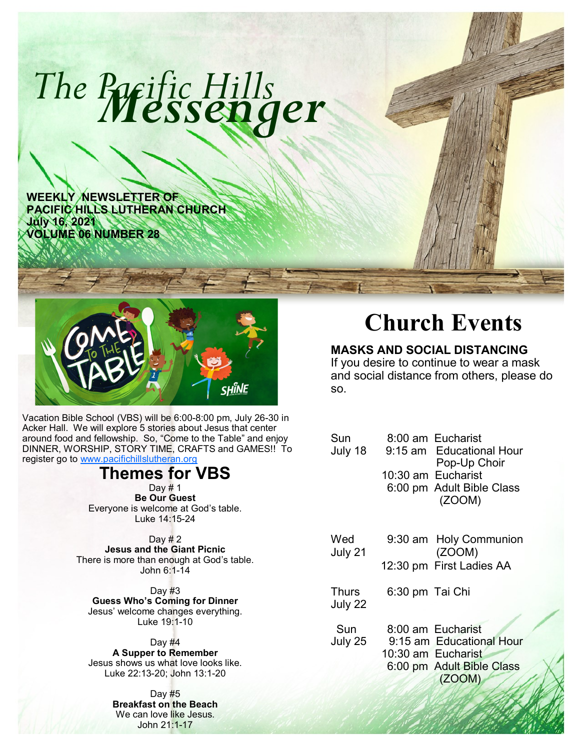# The Pacific Hills Messenger

**WEEKLY NEWSLETTER OF PACIFIC HILLS LUTHERAN CHURCH**
**July 16, 2021**
**VOLUME 06 NUMBER 28**

Vacation Bible School (VBS) will be 6:00-8:00 pm, July 26-30 in Acker Hall. We will explore 5 stories about Jesus that center around food and fellowship. So, "Come to the Table" and enjoy DINNER, WORSHIP, STORY TIME, CRAFTS and GAMES!! To register go to www.pacifichillslutheran.org

## Themes for VBS

Day # 1
**Be Our Guest**
Everyone is welcome at God's table.
Luke 14:15-24

Day # 2
**Jesus and the Giant Picnic**
There is more than enough at God's table.
John 6:1-14

Day #3
**Guess Who's Coming for Dinner**
Jesus' welcome changes everything.
Luke 19:1-10

Day #4
**A Supper to Remember**
Jesus shows us what love looks like.
Luke 22:13-20; John 13:1-20

Day #5
**Breakfast on the Beach**
We can love like Jesus.
John 21:1-17

# Church Events

### MASKS AND SOCIAL DISTANCING

If you desire to continue to wear a mask and social distance from others, please do so.

| Day | Time | Event |
|---|---|---|
| Sun July 18 | 8:00 am | Eucharist |
| | 9:15 am | Educational Hour<br>Pop-Up Choir |
| | 10:30 am | Eucharist |
| | 6:00 pm | Adult Bible Class (ZOOM) |
| Wed July 21 | 9:30 am | Holy Communion (ZOOM) |
| | 12:30 pm | First Ladies AA |
| Thurs July 22 | 6:30 pm | Tai Chi |
| Sun July 25 | 8:00 am | Eucharist |
| | 9:15 am | Educational Hour |
| | 10:30 am | Eucharist |
| | 6:00 pm | Adult Bible Class (ZOOM) |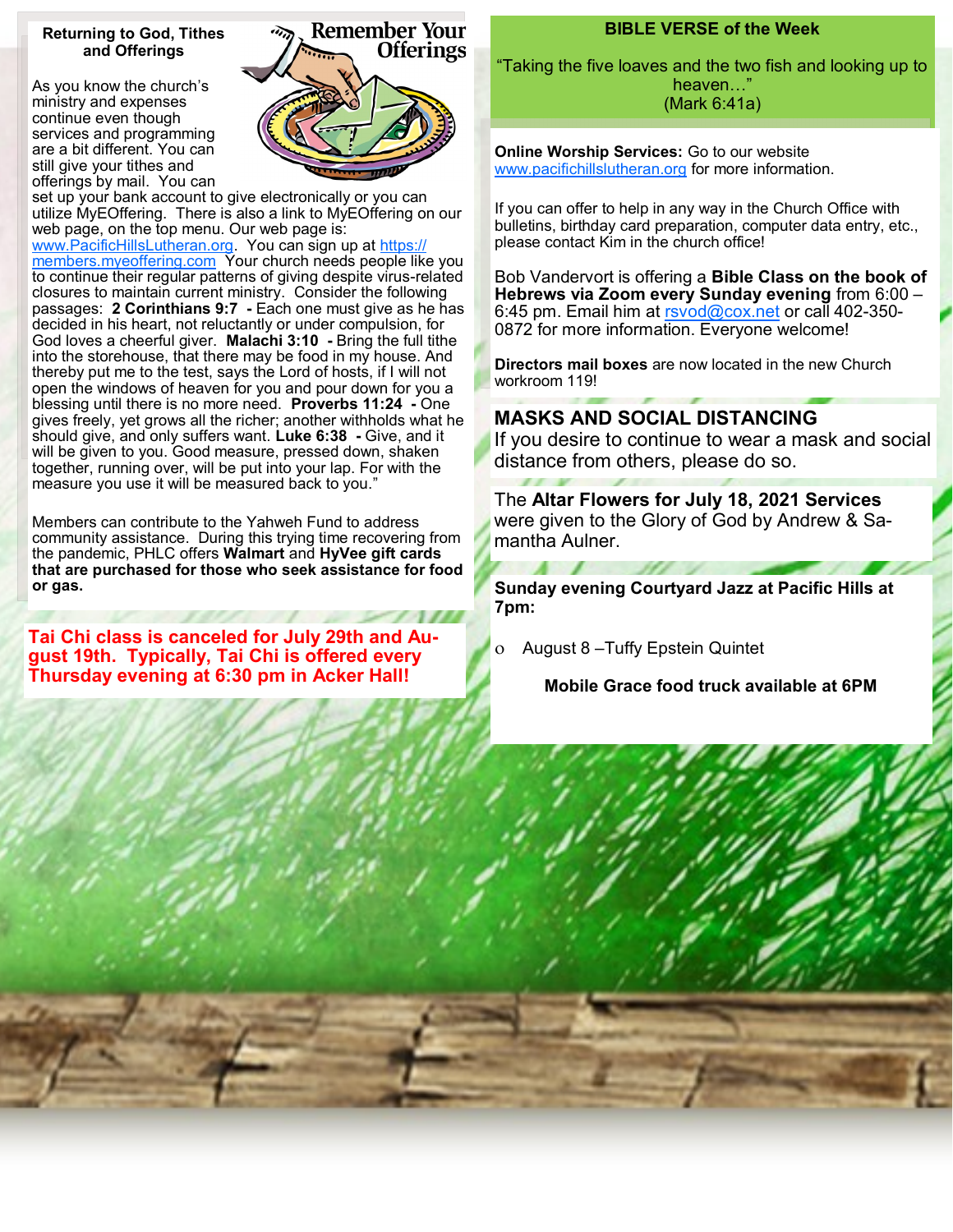**Returning to God, Tithes and Offerings**

Remember Your Offerings

As you know the church's ministry and expenses continue even though services and programming are a bit different. You can still give your tithes and offerings by mail. You can set up your bank account to give electronically or you can utilize MyEOffering. There is also a link to MyEOffering on our web page, on the top menu. Our web page is: www.PacificHillsLutheran.org. You can sign up at https://members.myeoffering.com Your church needs people like you to continue their regular patterns of giving despite virus-related closures to maintain current ministry. Consider the following passages: **2 Corinthians 9:7** - Each one must give as he has decided in his heart, not reluctantly or under compulsion, for God loves a cheerful giver. **Malachi 3:10** - Bring the full tithe into the storehouse, that there may be food in my house. And thereby put me to the test, says the Lord of hosts, if I will not open the windows of heaven for you and pour down for you a blessing until there is no more need. **Proverbs 11:24** - One gives freely, yet grows all the richer; another withholds what he should give, and only suffers want. **Luke 6:38** - Give, and it will be given to you. Good measure, pressed down, shaken together, running over, will be put into your lap. For with the measure you use it will be measured back to you."

Members can contribute to the Yahweh Fund to address community assistance. During this trying time recovering from the pandemic, PHLC offers **Walmart** and **HyVee gift cards that are purchased for those who seek assistance for food or gas.**

**Tai Chi class is canceled for July 29th and August 19th. Typically, Tai Chi is offered every Thursday evening at 6:30 pm in Acker Hall!**

**BIBLE VERSE of the Week**

"Taking the five loaves and the two fish and looking up to heaven…"
(Mark 6:41a)

**Online Worship Services:** Go to our website www.pacifichillslutheran.org for more information.

If you can offer to help in any way in the Church Office with bulletins, birthday card preparation, computer data entry, etc., please contact Kim in the church office!

Bob Vandervort is offering a **Bible Class on the book of Hebrews via Zoom every Sunday evening** from 6:00 – 6:45 pm. Email him at rsvod@cox.net or call 402-350-0872 for more information. Everyone welcome!

**Directors mail boxes** are now located in the new Church workroom 119!

**MASKS AND SOCIAL DISTANCING**
If you desire to continue to wear a mask and social distance from others, please do so.

The **Altar Flowers for July 18, 2021 Services** were given to the Glory of God by Andrew & Samantha Aulner.

**Sunday evening Courtyard Jazz at Pacific Hills at 7pm:**

- August 8 –Tuffy Epstein Quintet

**Mobile Grace food truck available at 6PM**